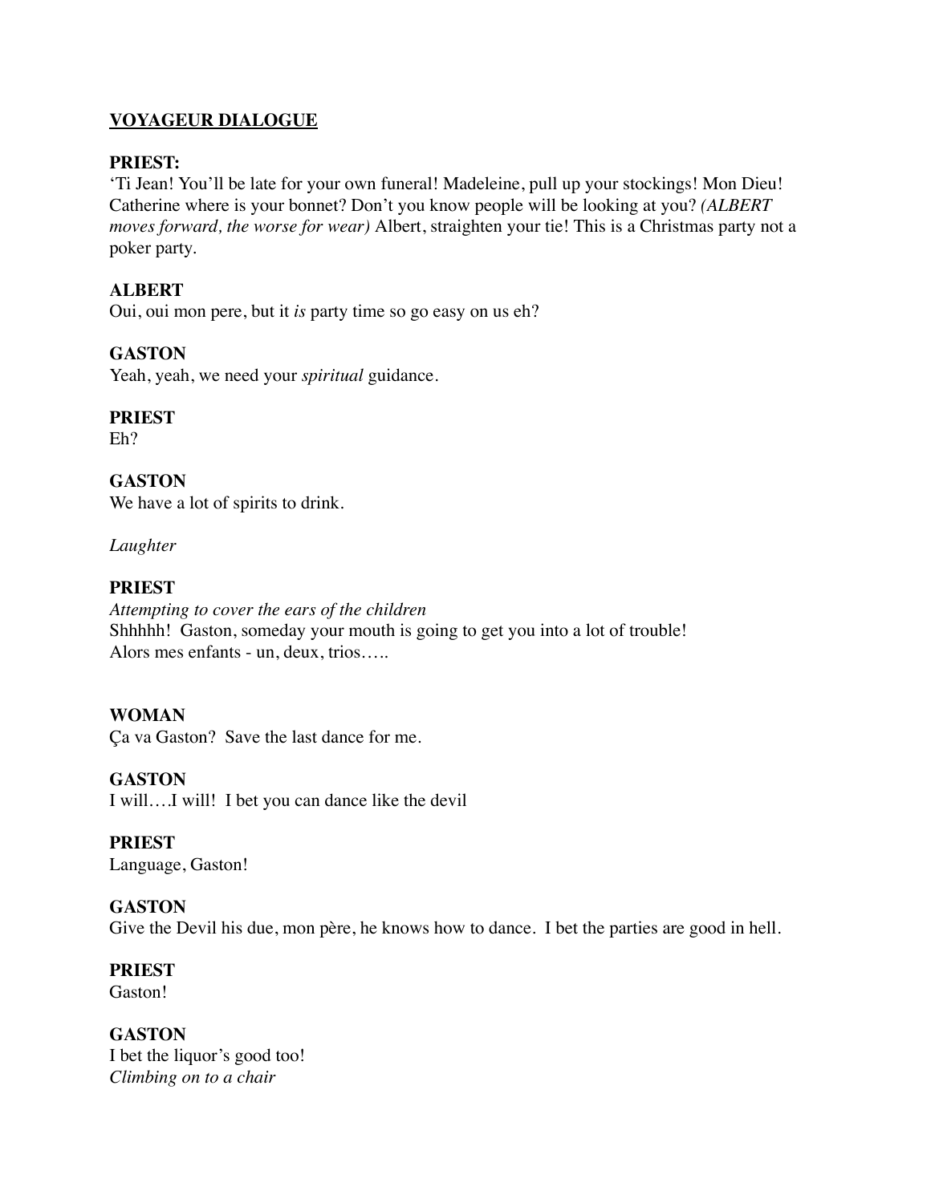**VOYAGEUR DIALOGUE**

**PRIEST:**
'Ti Jean! You'll be late for your own funeral! Madeleine, pull up your stockings! Mon Dieu! Catherine where is your bonnet? Don't you know people will be looking at you? *(ALBERT moves forward, the worse for wear)* Albert, straighten your tie! This is a Christmas party not a poker party.

**ALBERT**
Oui, oui mon pere, but it *is* party time so go easy on us eh?

**GASTON**
Yeah, yeah, we need your *spiritual* guidance.

**PRIEST**
Eh?

**GASTON**
We have a lot of spirits to drink.

*Laughter*

**PRIEST**
*Attempting to cover the ears of the children*
Shhhhh! Gaston, someday your mouth is going to get you into a lot of trouble!
Alors mes enfants - un, deux, trios…..

**WOMAN**
Ça va Gaston? Save the last dance for me.

**GASTON**
I will….I will! I bet you can dance like the devil

**PRIEST**
Language, Gaston!

**GASTON**
Give the Devil his due, mon père, he knows how to dance. I bet the parties are good in hell.

**PRIEST**
Gaston!

**GASTON**
I bet the liquor's good too!
*Climbing on to a chair*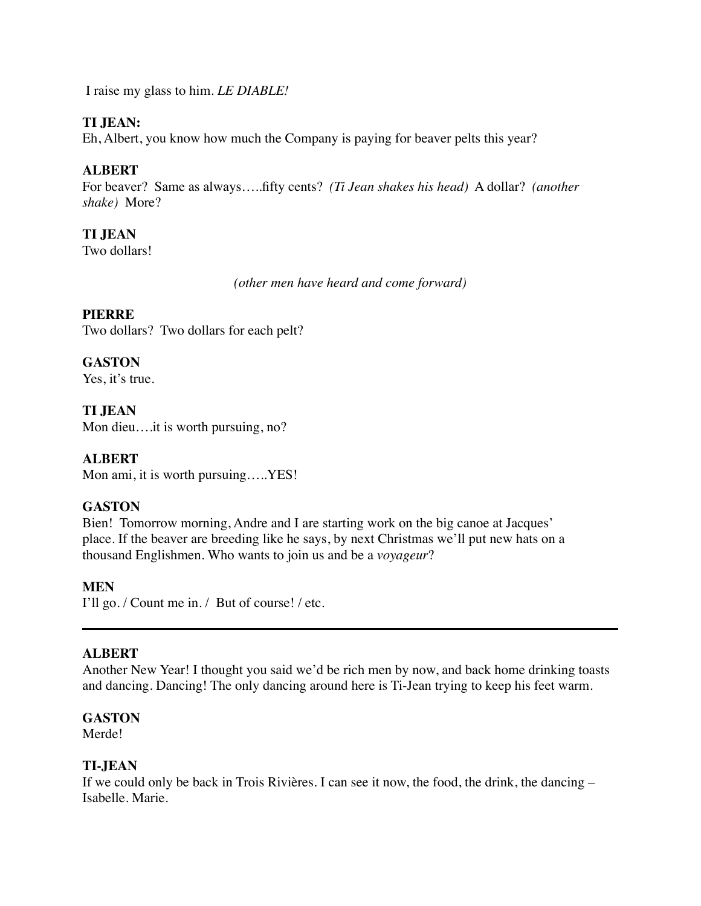I raise my glass to him. *LE DIABLE!*

**TI JEAN:**
Eh, Albert, you know how much the Company is paying for beaver pelts this year?

**ALBERT**
For beaver? Same as always…..fifty cents? *(Ti Jean shakes his head)* A dollar? *(another shake)* More?

**TI JEAN**
Two dollars!

*(other men have heard and come forward)*

**PIERRE**
Two dollars? Two dollars for each pelt?

**GASTON**
Yes, it's true.

**TI JEAN**
Mon dieu….it is worth pursuing, no?

**ALBERT**
Mon ami, it is worth pursuing…..YES!

**GASTON**
Bien! Tomorrow morning, Andre and I are starting work on the big canoe at Jacques' place. If the beaver are breeding like he says, by next Christmas we'll put new hats on a thousand Englishmen. Who wants to join us and be a *voyageur*?

**MEN**
I'll go. / Count me in. / But of course! / etc.

---

**ALBERT**
Another New Year! I thought you said we'd be rich men by now, and back home drinking toasts and dancing. Dancing! The only dancing around here is Ti-Jean trying to keep his feet warm.

**GASTON**
Merde!

**TI-JEAN**
If we could only be back in Trois Rivières. I can see it now, the food, the drink, the dancing – Isabelle. Marie.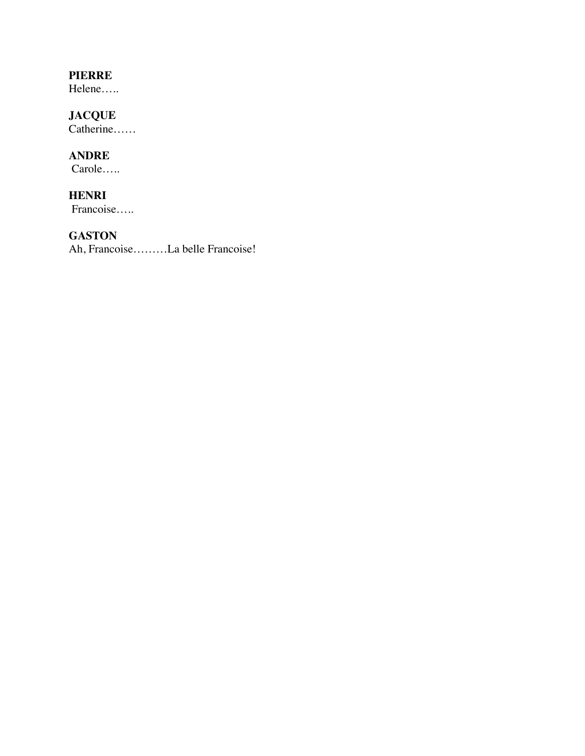**PIERRE**
Helene…..

**JACQUE**
Catherine……

**ANDRE**
Carole…..

**HENRI**
Francoise…..

**GASTON**
Ah, Francoise………La belle Francoise!